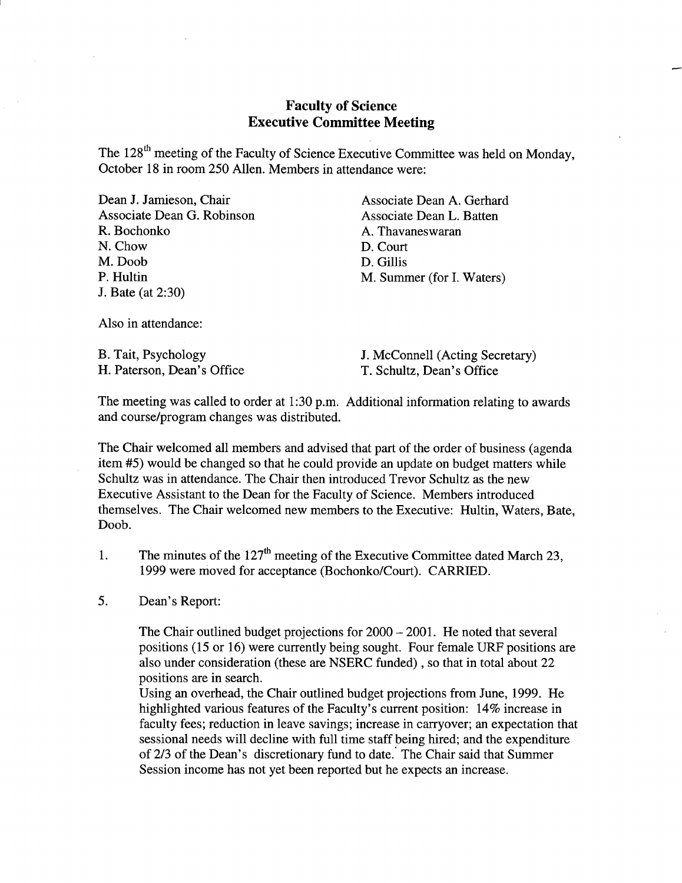# Faculty of Science
## Executive Committee Meeting

The 128th meeting of the Faculty of Science Executive Committee was held on Monday, October 18 in room 250 Allen. Members in attendance were:

Dean J. Jamieson, Chair
Associate Dean G. Robinson
R. Bochonko
N. Chow
M. Doob
P. Hultin
J. Bate (at 2:30)
Associate Dean A. Gerhard
Associate Dean L. Batten
A. Thavaneswaran
D. Court
D. Gillis
M. Summer (for I. Waters)

Also in attendance:

B. Tait, Psychology
H. Paterson, Dean's Office
J. McConnell (Acting Secretary)
T. Schultz, Dean's Office

The meeting was called to order at 1:30 p.m. Additional information relating to awards and course/program changes was distributed.

The Chair welcomed all members and advised that part of the order of business (agenda item #5) would be changed so that he could provide an update on budget matters while Schultz was in attendance. The Chair then introduced Trevor Schultz as the new Executive Assistant to the Dean for the Faculty of Science. Members introduced themselves. The Chair welcomed new members to the Executive: Hultin, Waters, Bate, Doob.

1. The minutes of the 127th meeting of the Executive Committee dated March 23, 1999 were moved for acceptance (Bochonko/Court). CARRIED.

5. Dean's Report:

   The Chair outlined budget projections for 2000 – 2001. He noted that several positions (15 or 16) were currently being sought. Four female URF positions are also under consideration (these are NSERC funded), so that in total about 22 positions are in search.
   Using an overhead, the Chair outlined budget projections from June, 1999. He highlighted various features of the Faculty's current position: 14% increase in faculty fees; reduction in leave savings; increase in carryover; an expectation that sessional needs will decline with full time staff being hired; and the expenditure of 2/3 of the Dean's discretionary fund to date. The Chair said that Summer Session income has not yet been reported but he expects an increase.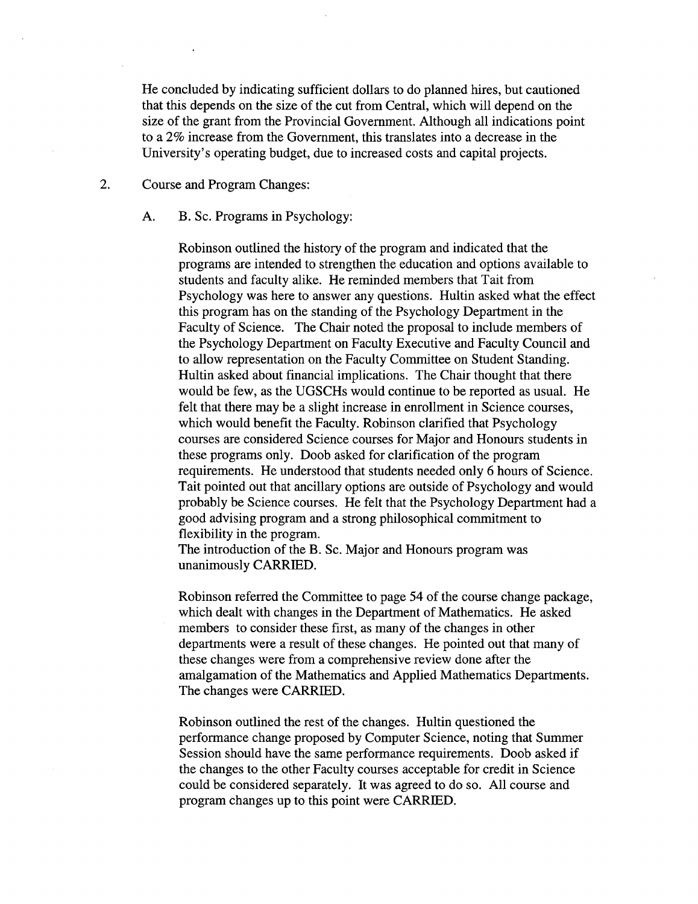He concluded by indicating sufficient dollars to do planned hires, but cautioned that this depends on the size of the cut from Central, which will depend on the size of the grant from the Provincial Government. Although all indications point to a 2% increase from the Government, this translates into a decrease in the University's operating budget, due to increased costs and capital projects.

2. Course and Program Changes:

   A. B. Sc. Programs in Psychology:

   Robinson outlined the history of the program and indicated that the programs are intended to strengthen the education and options available to students and faculty alike. He reminded members that Tait from Psychology was here to answer any questions. Hultin asked what the effect this program has on the standing of the Psychology Department in the Faculty of Science. The Chair noted the proposal to include members of the Psychology Department on Faculty Executive and Faculty Council and to allow representation on the Faculty Committee on Student Standing. Hultin asked about financial implications. The Chair thought that there would be few, as the UGSCHs would continue to be reported as usual. He felt that there may be a slight increase in enrollment in Science courses, which would benefit the Faculty. Robinson clarified that Psychology courses are considered Science courses for Major and Honours students in these programs only. Doob asked for clarification of the program requirements. He understood that students needed only 6 hours of Science. Tait pointed out that ancillary options are outside of Psychology and would probably be Science courses. He felt that the Psychology Department had a good advising program and a strong philosophical commitment to flexibility in the program.
   The introduction of the B. Sc. Major and Honours program was unanimously CARRIED.

   Robinson referred the Committee to page 54 of the course change package, which dealt with changes in the Department of Mathematics. He asked members to consider these first, as many of the changes in other departments were a result of these changes. He pointed out that many of these changes were from a comprehensive review done after the amalgamation of the Mathematics and Applied Mathematics Departments. The changes were CARRIED.

   Robinson outlined the rest of the changes. Hultin questioned the performance change proposed by Computer Science, noting that Summer Session should have the same performance requirements. Doob asked if the changes to the other Faculty courses acceptable for credit in Science could be considered separately. It was agreed to do so. All course and program changes up to this point were CARRIED.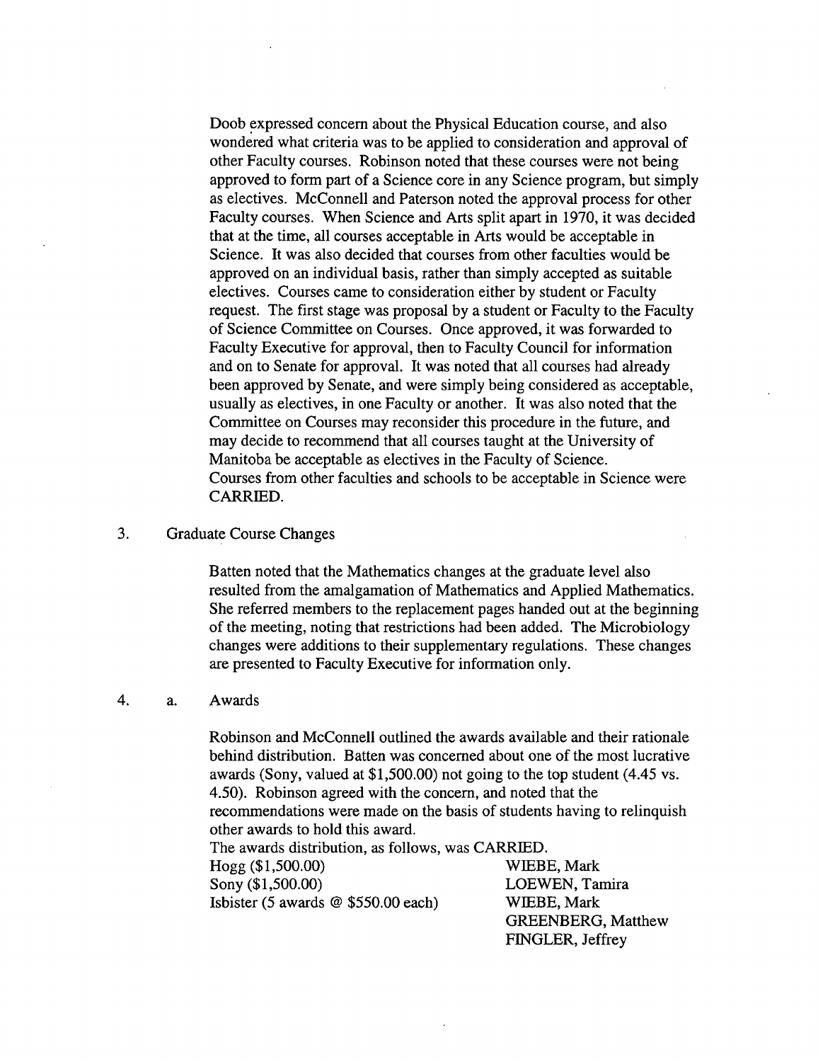Doob expressed concern about the Physical Education course, and also wondered what criteria was to be applied to consideration and approval of other Faculty courses. Robinson noted that these courses were not being approved to form part of a Science core in any Science program, but simply as electives. McConnell and Paterson noted the approval process for other Faculty courses. When Science and Arts split apart in 1970, it was decided that at the time, all courses acceptable in Arts would be acceptable in Science. It was also decided that courses from other faculties would be approved on an individual basis, rather than simply accepted as suitable electives. Courses came to consideration either by student or Faculty request. The first stage was proposal by a student or Faculty to the Faculty of Science Committee on Courses. Once approved, it was forwarded to Faculty Executive for approval, then to Faculty Council for information and on to Senate for approval. It was noted that all courses had already been approved by Senate, and were simply being considered as acceptable, usually as electives, in one Faculty or another. It was also noted that the Committee on Courses may reconsider this procedure in the future, and may decide to recommend that all courses taught at the University of Manitoba be acceptable as electives in the Faculty of Science.
Courses from other faculties and schools to be acceptable in Science were CARRIED.

3. Graduate Course Changes

Batten noted that the Mathematics changes at the graduate level also resulted from the amalgamation of Mathematics and Applied Mathematics. She referred members to the replacement pages handed out at the beginning of the meeting, noting that restrictions had been added. The Microbiology changes were additions to their supplementary regulations. These changes are presented to Faculty Executive for information only.

4. a. Awards

Robinson and McConnell outlined the awards available and their rationale behind distribution. Batten was concerned about one of the most lucrative awards (Sony, valued at $1,500.00) not going to the top student (4.45 vs. 4.50). Robinson agreed with the concern, and noted that the recommendations were made on the basis of students having to relinquish other awards to hold this award.
The awards distribution, as follows, was CARRIED.

| | |
|---|---|
| Hogg ($1,500.00) | WIEBE, Mark |
| Sony ($1,500.00) | LOEWEN, Tamira |
| Isbister (5 awards @ $550.00 each) | WIEBE, Mark |
| | GREENBERG, Matthew |
| | FINGLER, Jeffrey |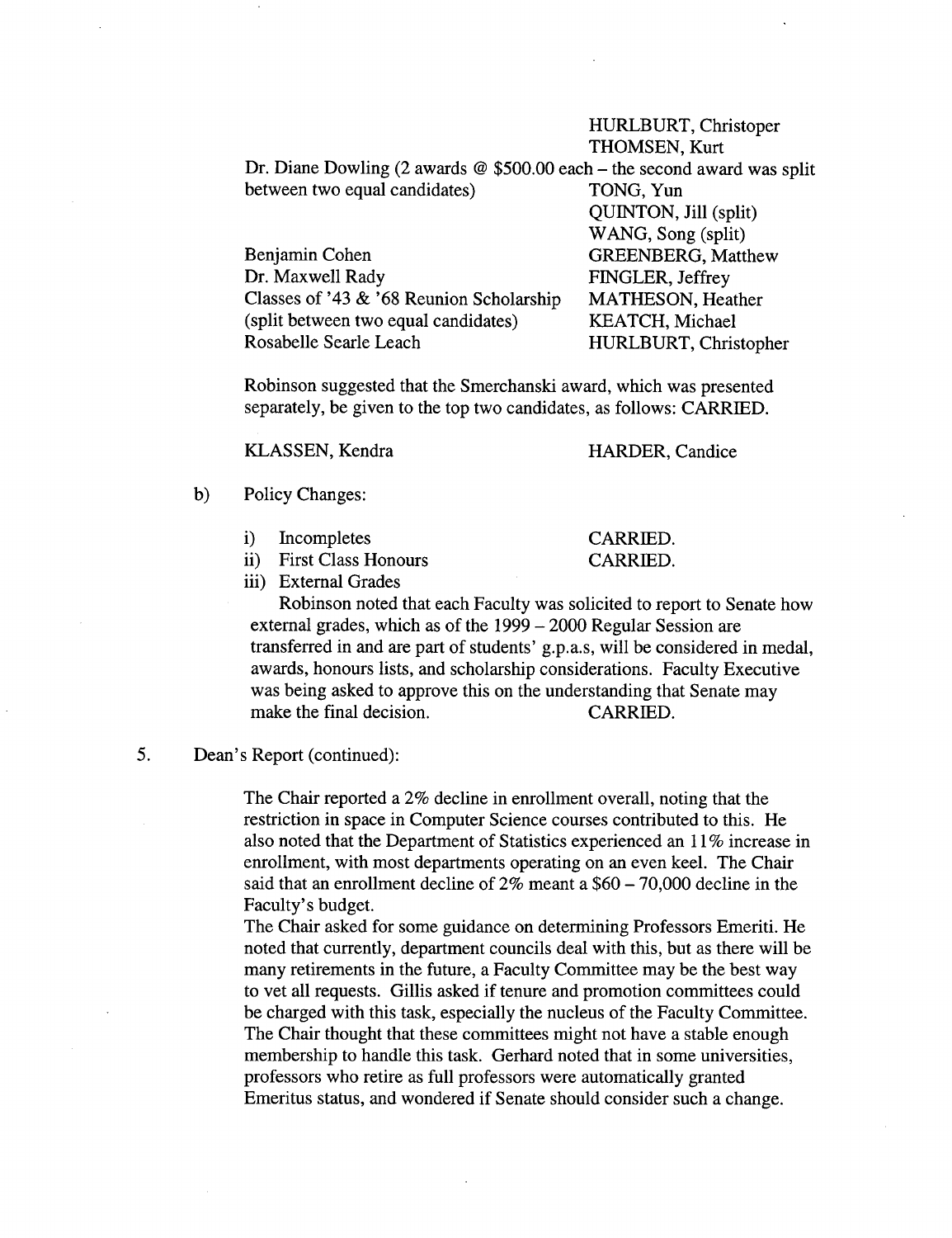| | |
|---|---|
| | HURLBURT, Christoper |
| | THOMSEN, Kurt |
| Dr. Diane Dowling (2 awards @ $500.00 each – the second award was split between two equal candidates) | TONG, Yun |
| | QUINTON, Jill (split) |
| | WANG, Song (split) |
| Benjamin Cohen | GREENBERG, Matthew |
| Dr. Maxwell Rady | FINGLER, Jeffrey |
| Classes of '43 & '68 Reunion Scholarship | MATHESON, Heather |
| (split between two equal candidates) | KEATCH, Michael |
| Rosabelle Searle Leach | HURLBURT, Christopher |

Robinson suggested that the Smerchanski award, which was presented separately, be given to the top two candidates, as follows: CARRIED.

KLASSEN, Kendra    HARDER, Candice

b) Policy Changes:

i) Incompletes    CARRIED.
ii) First Class Honours    CARRIED.
iii) External Grades

Robinson noted that each Faculty was solicited to report to Senate how external grades, which as of the 1999 – 2000 Regular Session are transferred in and are part of students' g.p.a.s, will be considered in medal, awards, honours lists, and scholarship considerations. Faculty Executive was being asked to approve this on the understanding that Senate may make the final decision.    CARRIED.

5. Dean's Report (continued):

The Chair reported a 2% decline in enrollment overall, noting that the restriction in space in Computer Science courses contributed to this. He also noted that the Department of Statistics experienced an 11% increase in enrollment, with most departments operating on an even keel. The Chair said that an enrollment decline of 2% meant a $60 – 70,000 decline in the Faculty's budget.

The Chair asked for some guidance on determining Professors Emeriti. He noted that currently, department councils deal with this, but as there will be many retirements in the future, a Faculty Committee may be the best way to vet all requests. Gillis asked if tenure and promotion committees could be charged with this task, especially the nucleus of the Faculty Committee. The Chair thought that these committees might not have a stable enough membership to handle this task. Gerhard noted that in some universities, professors who retire as full professors were automatically granted Emeritus status, and wondered if Senate should consider such a change.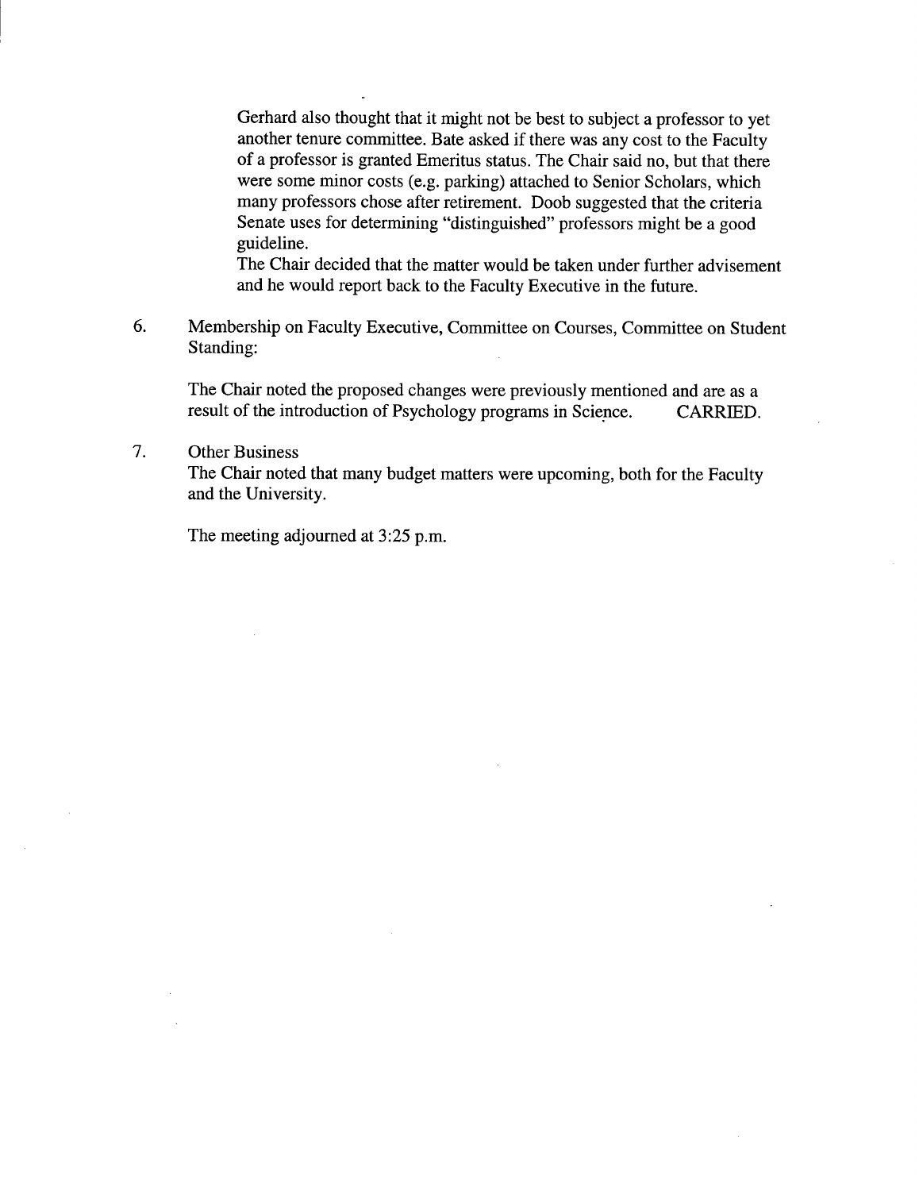Gerhard also thought that it might not be best to subject a professor to yet another tenure committee. Bate asked if there was any cost to the Faculty of a professor is granted Emeritus status. The Chair said no, but that there were some minor costs (e.g. parking) attached to Senior Scholars, which many professors chose after retirement. Doob suggested that the criteria Senate uses for determining "distinguished" professors might be a good guideline.

The Chair decided that the matter would be taken under further advisement and he would report back to the Faculty Executive in the future.

6. Membership on Faculty Executive, Committee on Courses, Committee on Student Standing:

   The Chair noted the proposed changes were previously mentioned and are as a result of the introduction of Psychology programs in Science. CARRIED.

7. Other Business

   The Chair noted that many budget matters were upcoming, both for the Faculty and the University.

   The meeting adjourned at 3:25 p.m.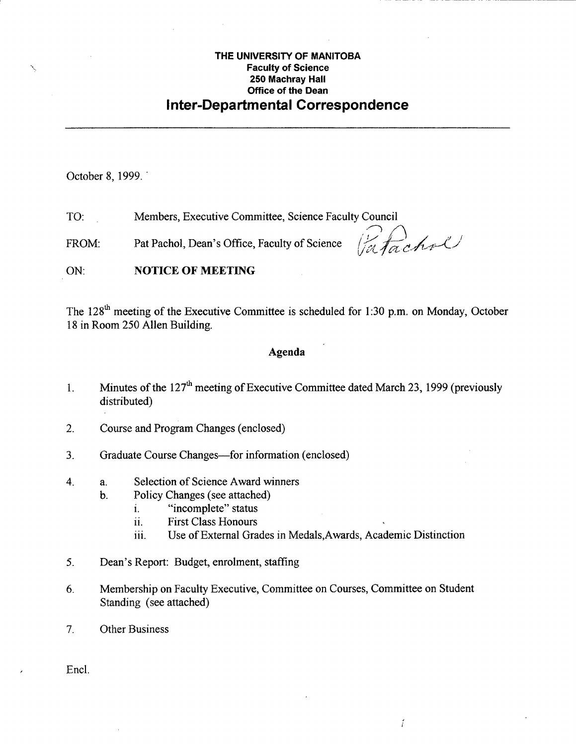**THE UNIVERSITY OF MANITOBA**
**Faculty of Science**
**250 Machray Hall**
**Office of the Dean**

# Inter-Departmental Correspondence

---

October 8, 1999.

TO: Members, Executive Committee, Science Faculty Council

FROM: Pat Pachol, Dean's Office, Faculty of Science *Pat Pachol*

ON: **NOTICE OF MEETING**

The 128[th] meeting of the Executive Committee is scheduled for 1:30 p.m. on Monday, October 18 in Room 250 Allen Building.

**Agenda**

1. Minutes of the 127[th] meeting of Executive Committee dated March 23, 1999 (previously distributed)

2. Course and Program Changes (enclosed)

3. Graduate Course Changes—for information (enclosed)

4. a. Selection of Science Award winners
   b. Policy Changes (see attached)
      i. "incomplete" status
      ii. First Class Honours
      iii. Use of External Grades in Medals,Awards, Academic Distinction

5. Dean's Report: Budget, enrolment, staffing

6. Membership on Faculty Executive, Committee on Courses, Committee on Student Standing (see attached)

7. Other Business

Encl.